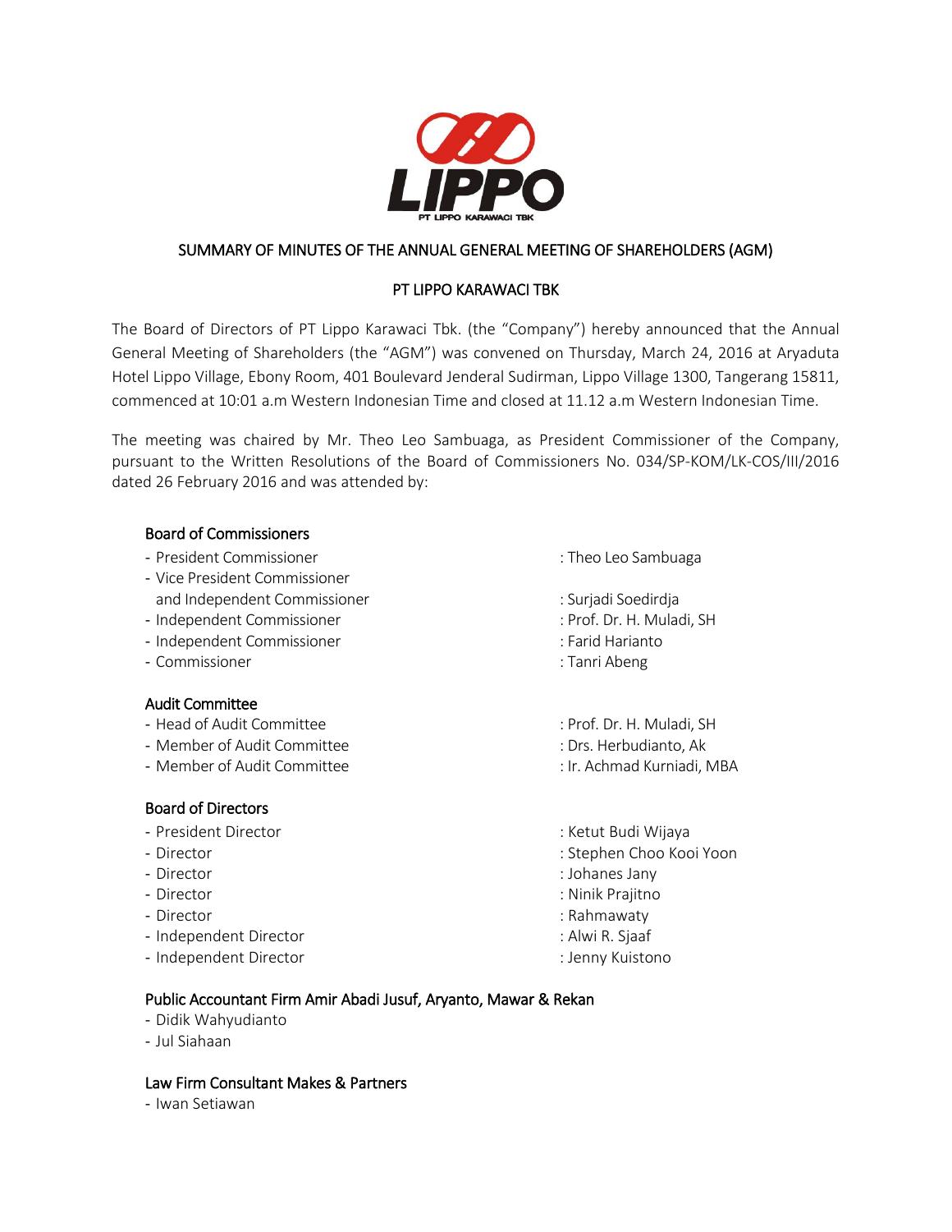# SUMMARY OF MINUTES OF THE ANNUAL GENERAL MEETING OF SHAREHOLDERS (AGM)

## PT LIPPO KARAWACI TBK

The Board of Directors of PT Lippo Karawaci Tbk. (the "Company") hereby announced that the Annual General Meeting of Shareholders (the "AGM") was convened on Thursday, March 24, 2016 at Aryaduta Hotel Lippo Village, Ebony Room, 401 Boulevard Jenderal Sudirman, Lippo Village 1300, Tangerang 15811, commenced at 10:01 a.m Western Indonesian Time and closed at 11.12 a.m Western Indonesian Time.

The meeting was chaired by Mr. Theo Leo Sambuaga, as President Commissioner of the Company, pursuant to the Written Resolutions of the Board of Commissioners No. 034/SP-KOM/LK-COS/III/2016 dated 26 February 2016 and was attended by:

**Board of Commissioners**

- President Commissioner : Theo Leo Sambuaga
- Vice President Commissioner and Independent Commissioner : Surjadi Soedirdja
- Independent Commissioner : Prof. Dr. H. Muladi, SH
- Independent Commissioner : Farid Harianto
- Commissioner : Tanri Abeng

**Audit Committee**

- Head of Audit Committee : Prof. Dr. H. Muladi, SH
- Member of Audit Committee : Drs. Herbudianto, Ak
- Member of Audit Committee : Ir. Achmad Kurniadi, MBA

**Board of Directors**

- President Director : Ketut Budi Wijaya
- Director : Stephen Choo Kooi Yoon
- Director : Johanes Jany
- Director : Ninik Prajitno
- Director : Rahmawaty
- Independent Director : Alwi R. Sjaaf
- Independent Director : Jenny Kuistono

**Public Accountant Firm Amir Abadi Jusuf, Aryanto, Mawar & Rekan**

- Didik Wahyudianto
- Jul Siahaan

**Law Firm Consultant Makes & Partners**

- Iwan Setiawan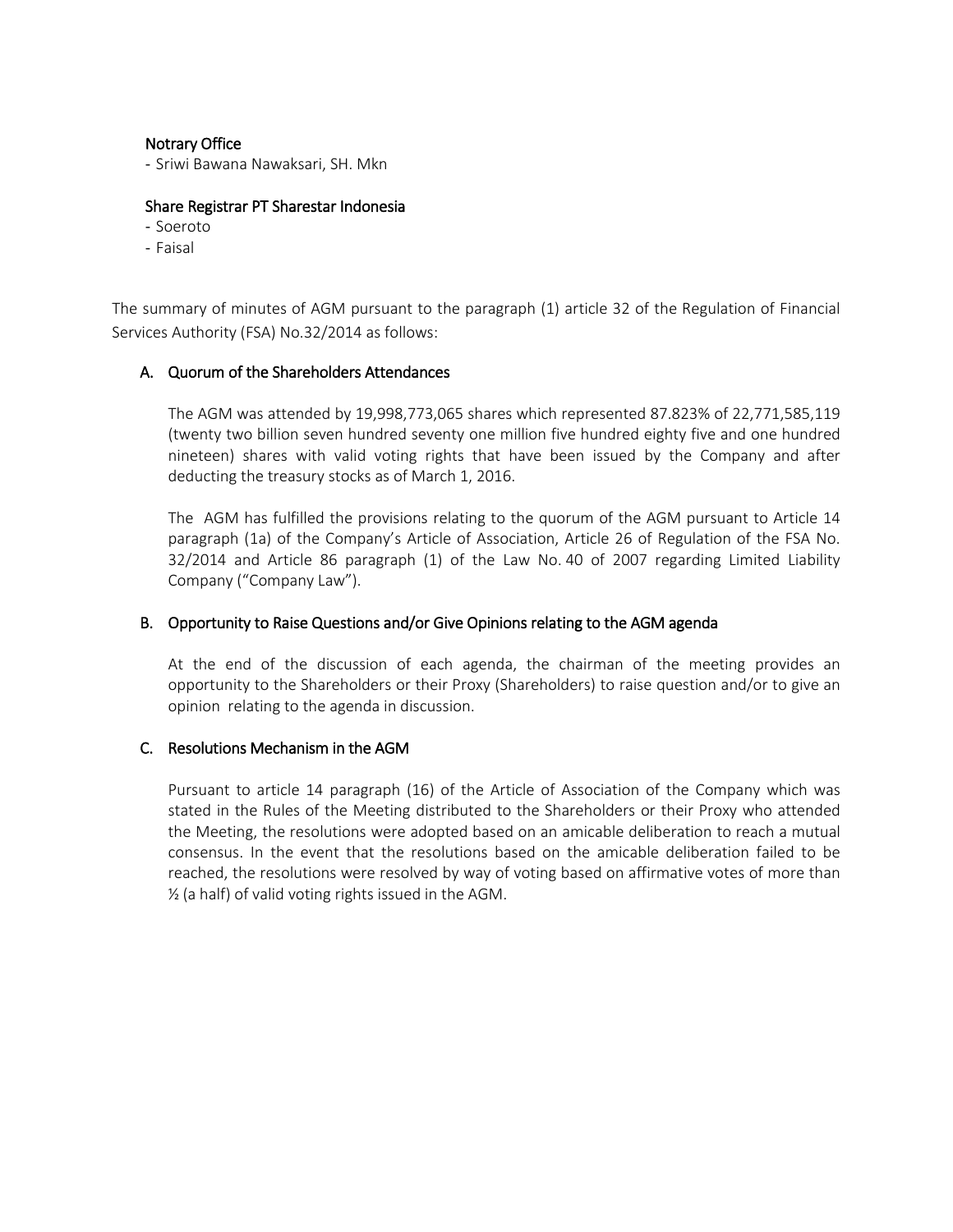Notrary Office

- Sriwi Bawana Nawaksari, SH. Mkn

Share Registrar PT Sharestar Indonesia

- Soeroto
- Faisal

The summary of minutes of AGM pursuant to the paragraph (1) article 32 of the Regulation of Financial Services Authority (FSA) No.32/2014 as follows:

## A. Quorum of the Shareholders Attendances

The AGM was attended by 19,998,773,065 shares which represented 87.823% of 22,771,585,119 (twenty two billion seven hundred seventy one million five hundred eighty five and one hundred nineteen) shares with valid voting rights that have been issued by the Company and after deducting the treasury stocks as of March 1, 2016.

The AGM has fulfilled the provisions relating to the quorum of the AGM pursuant to Article 14 paragraph (1a) of the Company's Article of Association, Article 26 of Regulation of the FSA No. 32/2014 and Article 86 paragraph (1) of the Law No. 40 of 2007 regarding Limited Liability Company ("Company Law").

## B. Opportunity to Raise Questions and/or Give Opinions relating to the AGM agenda

At the end of the discussion of each agenda, the chairman of the meeting provides an opportunity to the Shareholders or their Proxy (Shareholders) to raise question and/or to give an opinion relating to the agenda in discussion.

## C. Resolutions Mechanism in the AGM

Pursuant to article 14 paragraph (16) of the Article of Association of the Company which was stated in the Rules of the Meeting distributed to the Shareholders or their Proxy who attended the Meeting, the resolutions were adopted based on an amicable deliberation to reach a mutual consensus. In the event that the resolutions based on the amicable deliberation failed to be reached, the resolutions were resolved by way of voting based on affirmative votes of more than ½ (a half) of valid voting rights issued in the AGM.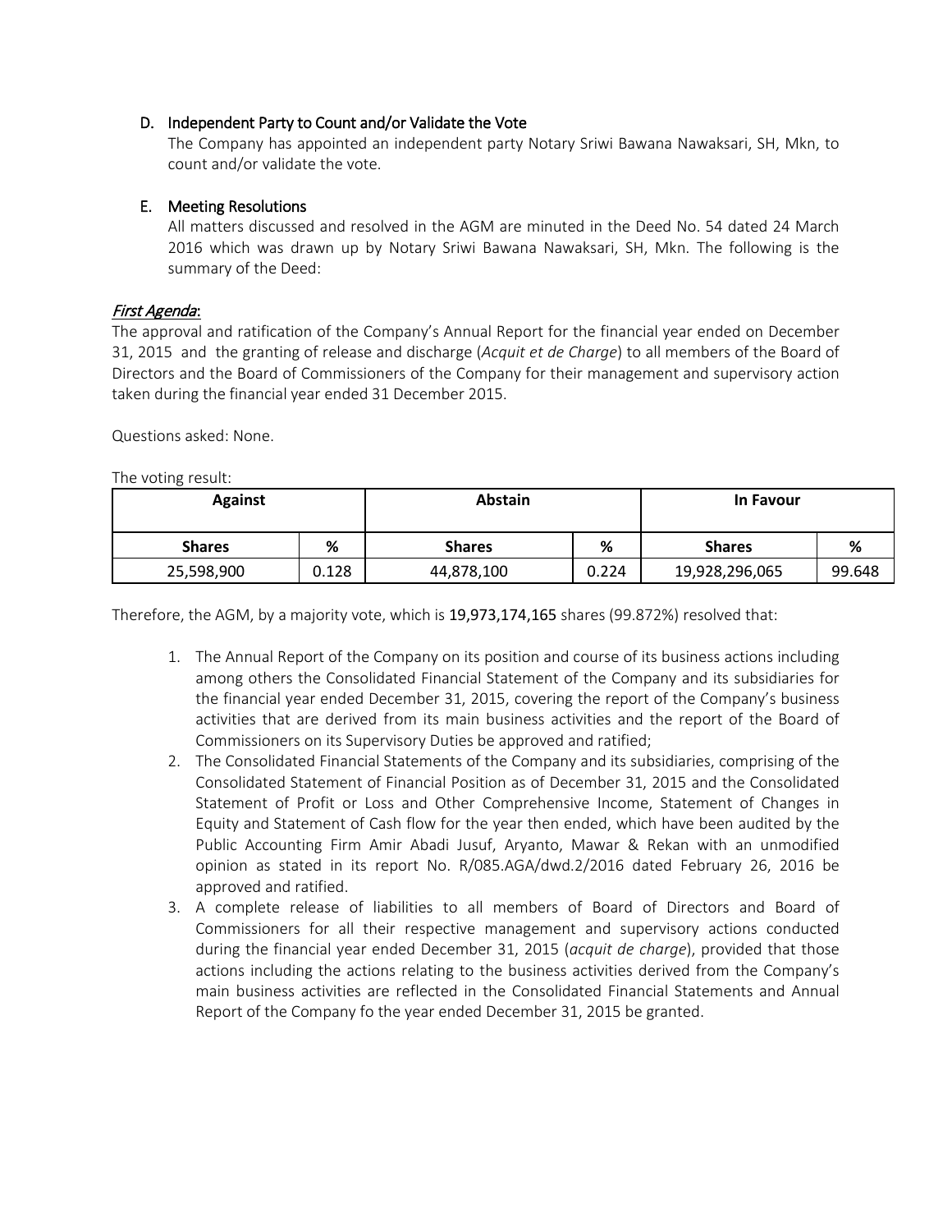### D. Independent Party to Count and/or Validate the Vote

The Company has appointed an independent party Notary Sriwi Bawana Nawaksari, SH, Mkn, to count and/or validate the vote.

### E. Meeting Resolutions

All matters discussed and resolved in the AGM are minuted in the Deed No. 54 dated 24 March 2016 which was drawn up by Notary Sriwi Bawana Nawaksari, SH, Mkn. The following is the summary of the Deed:

***First Agenda*:**

The approval and ratification of the Company's Annual Report for the financial year ended on December 31, 2015 and the granting of release and discharge (*Acquit et de Charge*) to all members of the Board of Directors and the Board of Commissioners of the Company for their management and supervisory action taken during the financial year ended 31 December 2015.

Questions asked: None.

The voting result:

| Against | | Abstain | | In Favour | |
|---|---|---|---|---|---|
| **Shares** | **%** | **Shares** | **%** | **Shares** | **%** |
| 25,598,900 | 0.128 | 44,878,100 | 0.224 | 19,928,296,065 | 99.648 |

Therefore, the AGM, by a majority vote, which is 19,973,174,165 shares (99.872%) resolved that:

1. The Annual Report of the Company on its position and course of its business actions including among others the Consolidated Financial Statement of the Company and its subsidiaries for the financial year ended December 31, 2015, covering the report of the Company's business activities that are derived from its main business activities and the report of the Board of Commissioners on its Supervisory Duties be approved and ratified;
2. The Consolidated Financial Statements of the Company and its subsidiaries, comprising of the Consolidated Statement of Financial Position as of December 31, 2015 and the Consolidated Statement of Profit or Loss and Other Comprehensive Income, Statement of Changes in Equity and Statement of Cash flow for the year then ended, which have been audited by the Public Accounting Firm Amir Abadi Jusuf, Aryanto, Mawar & Rekan with an unmodified opinion as stated in its report No. R/085.AGA/dwd.2/2016 dated February 26, 2016 be approved and ratified.
3. A complete release of liabilities to all members of Board of Directors and Board of Commissioners for all their respective management and supervisory actions conducted during the financial year ended December 31, 2015 (*acquit de charge*), provided that those actions including the actions relating to the business activities derived from the Company's main business activities are reflected in the Consolidated Financial Statements and Annual Report of the Company fo the year ended December 31, 2015 be granted.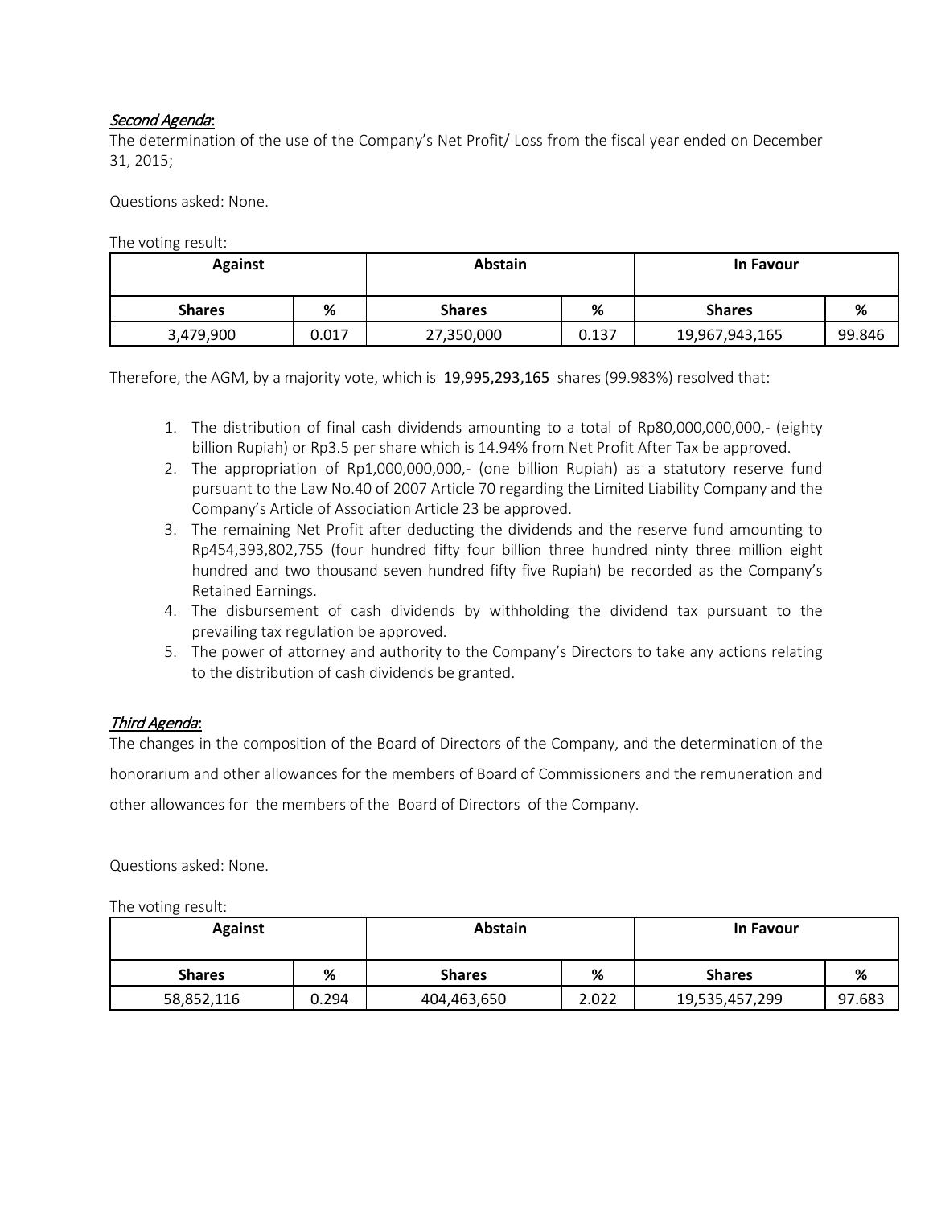*Second Agenda*:

The determination of the use of the Company's Net Profit/ Loss from the fiscal year ended on December 31, 2015;

Questions asked: None.

The voting result:

| Against | | Abstain | | In Favour | |
|---|---|---|---|---|---|
| **Shares** | **%** | **Shares** | **%** | **Shares** | **%** |
| 3,479,900 | 0.017 | 27,350,000 | 0.137 | 19,967,943,165 | 99.846 |

Therefore, the AGM, by a majority vote, which is 19,995,293,165 shares (99.983%) resolved that:

1. The distribution of final cash dividends amounting to a total of Rp80,000,000,000,- (eighty billion Rupiah) or Rp3.5 per share which is 14.94% from Net Profit After Tax be approved.
2. The appropriation of Rp1,000,000,000,- (one billion Rupiah) as a statutory reserve fund pursuant to the Law No.40 of 2007 Article 70 regarding the Limited Liability Company and the Company's Article of Association Article 23 be approved.
3. The remaining Net Profit after deducting the dividends and the reserve fund amounting to Rp454,393,802,755 (four hundred fifty four billion three hundred ninty three million eight hundred and two thousand seven hundred fifty five Rupiah) be recorded as the Company's Retained Earnings.
4. The disbursement of cash dividends by withholding the dividend tax pursuant to the prevailing tax regulation be approved.
5. The power of attorney and authority to the Company's Directors to take any actions relating to the distribution of cash dividends be granted.

*Third Agenda*:

The changes in the composition of the Board of Directors of the Company, and the determination of the honorarium and other allowances for the members of Board of Commissioners and the remuneration and other allowances for the members of the Board of Directors of the Company.

Questions asked: None.

The voting result:

| Against | | Abstain | | In Favour | |
|---|---|---|---|---|---|
| **Shares** | **%** | **Shares** | **%** | **Shares** | **%** |
| 58,852,116 | 0.294 | 404,463,650 | 2.022 | 19,535,457,299 | 97.683 |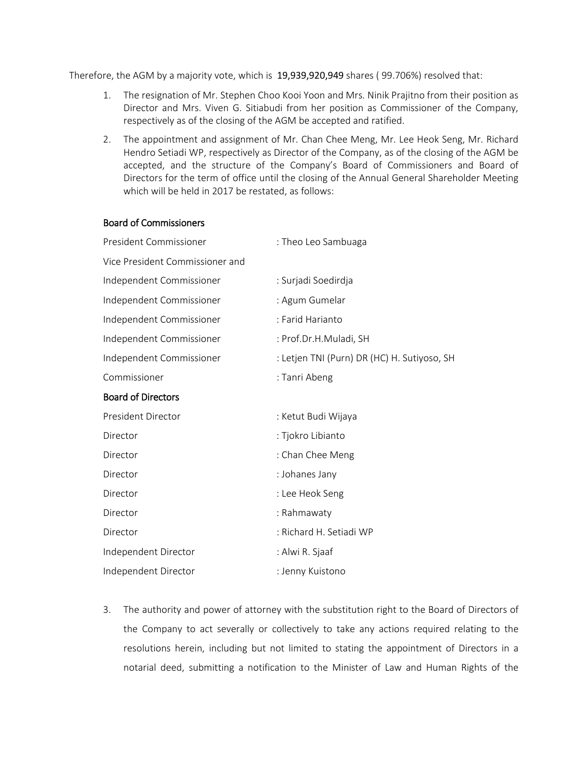Therefore, the AGM by a majority vote, which is **19,939,920,949** shares ( 99.706%) resolved that:

1. The resignation of Mr. Stephen Choo Kooi Yoon and Mrs. Ninik Prajitno from their position as Director and Mrs. Viven G. Sitiabudi from her position as Commissioner of the Company, respectively as of the closing of the AGM be accepted and ratified.
2. The appointment and assignment of Mr. Chan Chee Meng, Mr. Lee Heok Seng, Mr. Richard Hendro Setiadi WP, respectively as Director of the Company, as of the closing of the AGM be accepted, and the structure of the Company's Board of Commissioners and Board of Directors for the term of office until the closing of the Annual General Shareholder Meeting which will be held in 2017 be restated, as follows:

<u>Board of Commissioners</u>

| | |
|---|---|
| President Commissioner | : Theo Leo Sambuaga |
| Vice President Commissioner and Independent Commissioner | : Surjadi Soedirdja |
| Independent Commissioner | : Agum Gumelar |
| Independent Commissioner | : Farid Harianto |
| Independent Commissioner | : Prof.Dr.H.Muladi, SH |
| Independent Commissioner | : Letjen TNI (Purn) DR (HC) H. Sutiyoso, SH |
| Commissioner | : Tanri Abeng |

<u>Board of Directors</u>

| | |
|---|---|
| President Director | : Ketut Budi Wijaya |
| Director | : Tjokro Libianto |
| Director | : Chan Chee Meng |
| Director | : Johanes Jany |
| Director | : Lee Heok Seng |
| Director | : Rahmawaty |
| Director | : Richard H. Setiadi WP |
| Independent Director | : Alwi R. Sjaaf |
| Independent Director | : Jenny Kuistono |

3. The authority and power of attorney with the substitution right to the Board of Directors of the Company to act severally or collectively to take any actions required relating to the resolutions herein, including but not limited to stating the appointment of Directors in a notarial deed, submitting a notification to the Minister of Law and Human Rights of the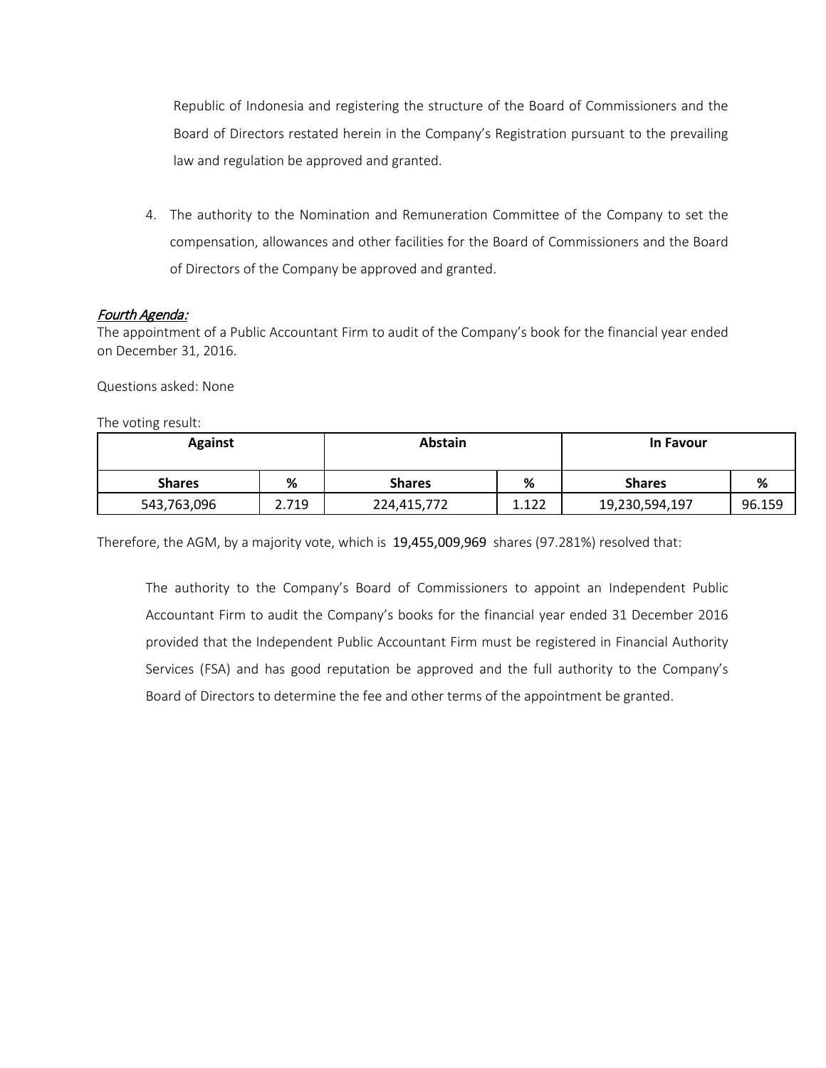Republic of Indonesia and registering the structure of the Board of Commissioners and the Board of Directors restated herein in the Company's Registration pursuant to the prevailing law and regulation be approved and granted.

4. The authority to the Nomination and Remuneration Committee of the Company to set the compensation, allowances and other facilities for the Board of Commissioners and the Board of Directors of the Company be approved and granted.

*Fourth Agenda:*

The appointment of a Public Accountant Firm to audit of the Company's book for the financial year ended on December 31, 2016.

Questions asked: None

The voting result:

| Against | | Abstain | | In Favour | |
|---|---|---|---|---|---|
| **Shares** | **%** | **Shares** | **%** | **Shares** | **%** |
| 543,763,096 | 2.719 | 224,415,772 | 1.122 | 19,230,594,197 | 96.159 |

Therefore, the AGM, by a majority vote, which is 19,455,009,969 shares (97.281%) resolved that:

The authority to the Company's Board of Commissioners to appoint an Independent Public Accountant Firm to audit the Company's books for the financial year ended 31 December 2016 provided that the Independent Public Accountant Firm must be registered in Financial Authority Services (FSA) and has good reputation be approved and the full authority to the Company's Board of Directors to determine the fee and other terms of the appointment be granted.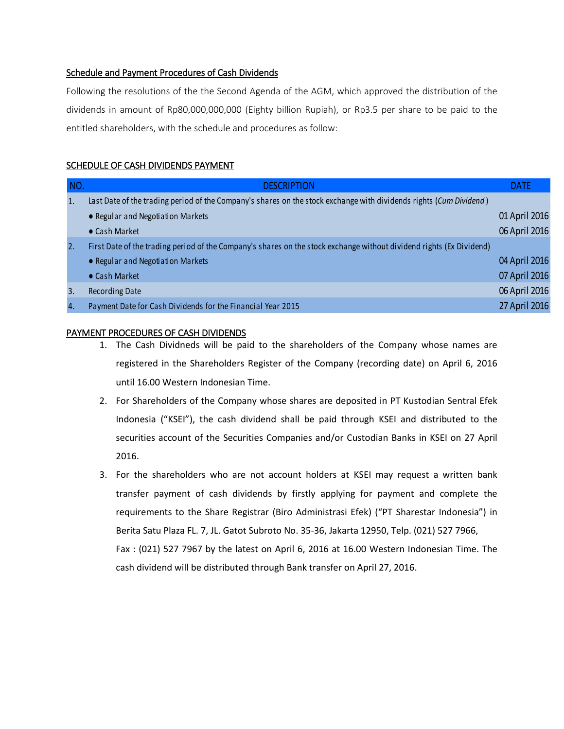## Schedule and Payment Procedures of Cash Dividends

Following the resolutions of the the Second Agenda of the AGM, which approved the distribution of the dividends in amount of Rp80,000,000,000 (Eighty billion Rupiah), or Rp3.5 per share to be paid to the entitled shareholders, with the schedule and procedures as follow:

## SCHEDULE OF CASH DIVIDENDS PAYMENT

| NO. | DESCRIPTION | DATE |
|---|---|---|
| 1. | Last Date of the trading period of the Company's shares on the stock exchange with dividends rights (*Cum Dividend*) | |
| | ● Regular and Negotiation Markets | 01 April 2016 |
| | ● Cash Market | 06 April 2016 |
| 2. | First Date of the trading period of the Company's shares on the stock exchange without dividend rights (Ex Dividend) | |
| | ● Regular and Negotiation Markets | 04 April 2016 |
| | ● Cash Market | 07 April 2016 |
| 3. | Recording Date | 06 April 2016 |
| 4. | Payment Date for Cash Dividends for the Financial Year 2015 | 27 April 2016 |

## PAYMENT PROCEDURES OF CASH DIVIDENDS

1. The Cash Dividneds will be paid to the shareholders of the Company whose names are registered in the Shareholders Register of the Company (recording date) on April 6, 2016 until 16.00 Western Indonesian Time.
2. For Shareholders of the Company whose shares are deposited in PT Kustodian Sentral Efek Indonesia ("KSEI"), the cash dividend shall be paid through KSEI and distributed to the securities account of the Securities Companies and/or Custodian Banks in KSEI on 27 April 2016.
3. For the shareholders who are not account holders at KSEI may request a written bank transfer payment of cash dividends by firstly applying for payment and complete the requirements to the Share Registrar (Biro Administrasi Efek) ("PT Sharestar Indonesia") in Berita Satu Plaza FL. 7, JL. Gatot Subroto No. 35-36, Jakarta 12950, Telp. (021) 527 7966, Fax : (021) 527 7967 by the latest on April 6, 2016 at 16.00 Western Indonesian Time. The cash dividend will be distributed through Bank transfer on April 27, 2016.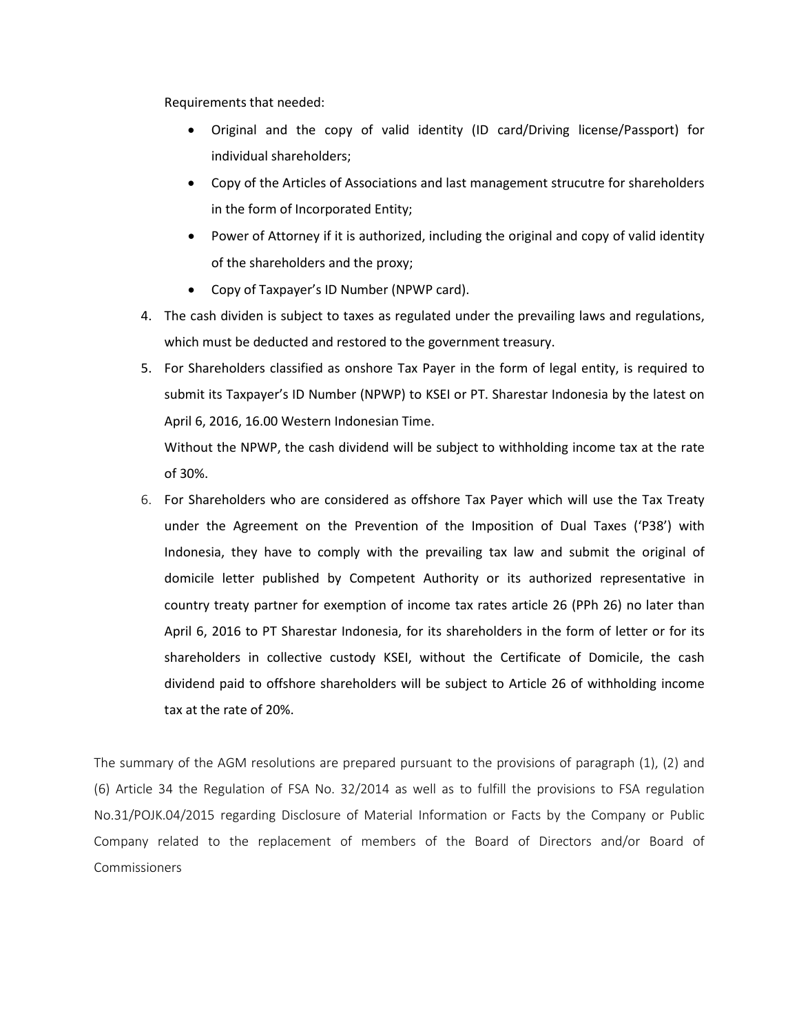Requirements that needed:

- Original and the copy of valid identity (ID card/Driving license/Passport) for individual shareholders;
- Copy of the Articles of Associations and last management strucutre for shareholders in the form of Incorporated Entity;
- Power of Attorney if it is authorized, including the original and copy of valid identity of the shareholders and the proxy;
- Copy of Taxpayer's ID Number (NPWP card).

4. The cash dividen is subject to taxes as regulated under the prevailing laws and regulations, which must be deducted and restored to the government treasury.
5. For Shareholders classified as onshore Tax Payer in the form of legal entity, is required to submit its Taxpayer's ID Number (NPWP) to KSEI or PT. Sharestar Indonesia by the latest on April 6, 2016, 16.00 Western Indonesian Time.
   Without the NPWP, the cash dividend will be subject to withholding income tax at the rate of 30%.
6. For Shareholders who are considered as offshore Tax Payer which will use the Tax Treaty under the Agreement on the Prevention of the Imposition of Dual Taxes ('P38') with Indonesia, they have to comply with the prevailing tax law and submit the original of domicile letter published by Competent Authority or its authorized representative in country treaty partner for exemption of income tax rates article 26 (PPh 26) no later than April 6, 2016 to PT Sharestar Indonesia, for its shareholders in the form of letter or for its shareholders in collective custody KSEI, without the Certificate of Domicile, the cash dividend paid to offshore shareholders will be subject to Article 26 of withholding income tax at the rate of 20%.

The summary of the AGM resolutions are prepared pursuant to the provisions of paragraph (1), (2) and (6) Article 34 the Regulation of FSA No. 32/2014 as well as to fulfill the provisions to FSA regulation No.31/POJK.04/2015 regarding Disclosure of Material Information or Facts by the Company or Public Company related to the replacement of members of the Board of Directors and/or Board of Commissioners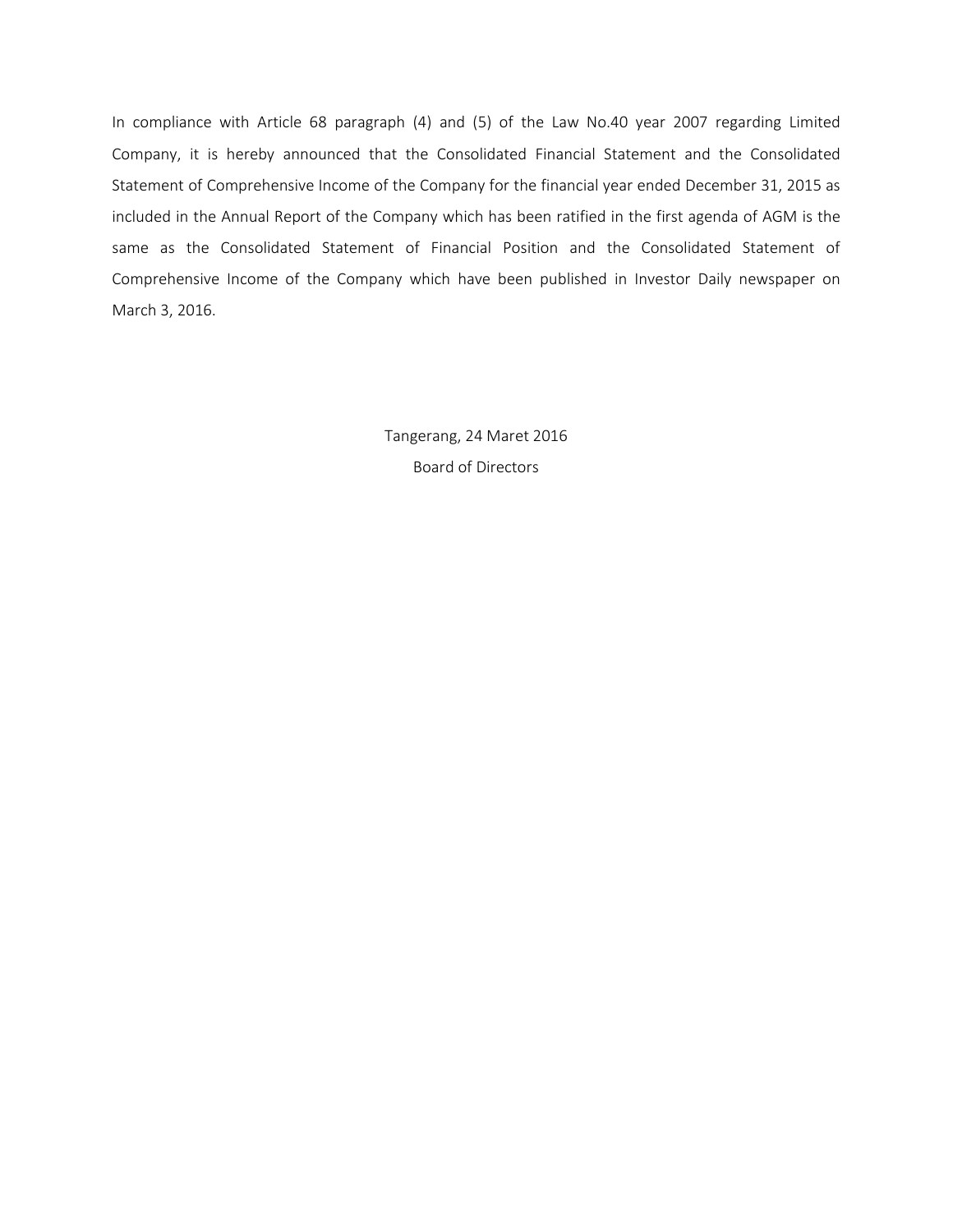In compliance with Article 68 paragraph (4) and (5) of the Law No.40 year 2007 regarding Limited Company, it is hereby announced that the Consolidated Financial Statement and the Consolidated Statement of Comprehensive Income of the Company for the financial year ended December 31, 2015 as included in the Annual Report of the Company which has been ratified in the first agenda of AGM is the same as the Consolidated Statement of Financial Position and the Consolidated Statement of Comprehensive Income of the Company which have been published in Investor Daily newspaper on March 3, 2016.

Tangerang, 24 Maret 2016

Board of Directors